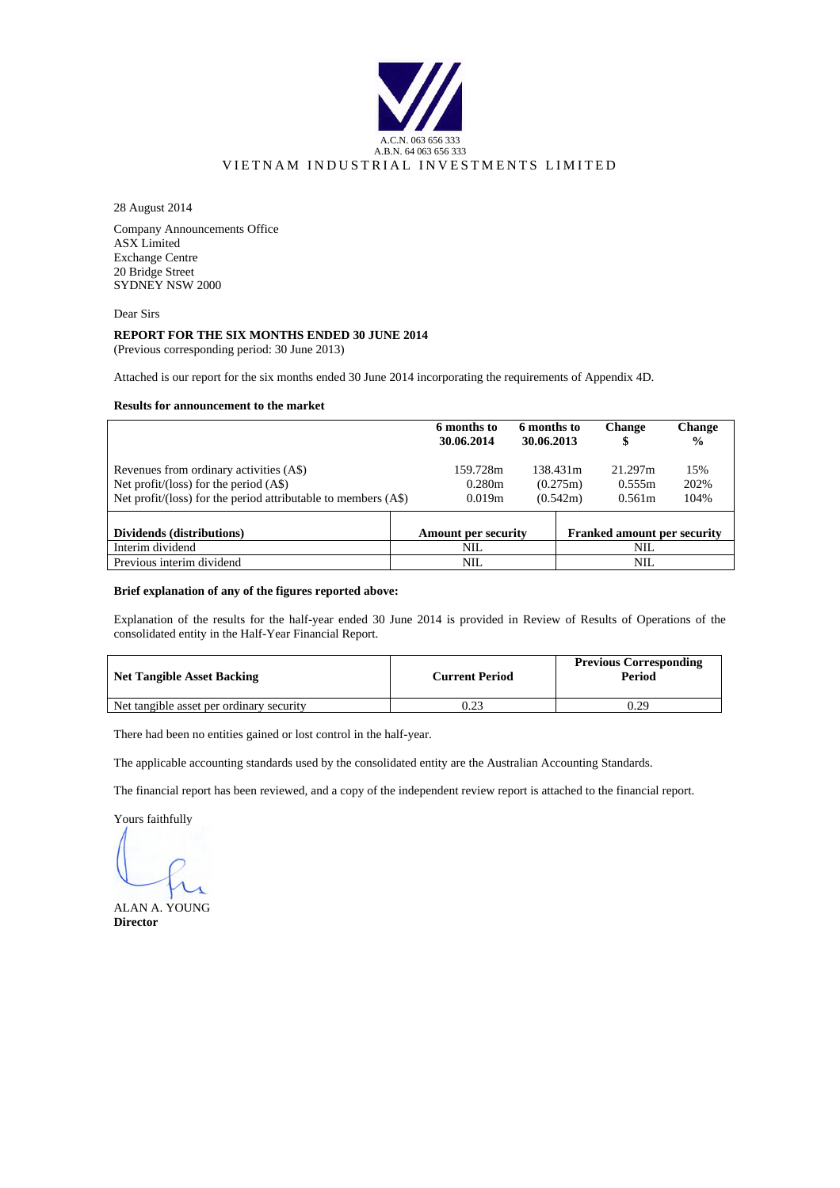A.C.N. 063 656 333
A.B.N. 64 063 656 333

VIETNAM INDUSTRIAL INVESTMENTS LIMITED

28 August 2014

Company Announcements Office
ASX Limited
Exchange Centre
20 Bridge Street
SYDNEY NSW 2000

Dear Sirs

**REPORT FOR THE SIX MONTHS ENDED 30 JUNE 2014**
(Previous corresponding period: 30 June 2013)

Attached is our report for the six months ended 30 June 2014 incorporating the requirements of Appendix 4D.

**Results for announcement to the market**

| | 6 months to 30.06.2014 | 6 months to 30.06.2013 | Change $ | Change % |
|---|---|---|---|---|
| Revenues from ordinary activities (A$) | 159.728m | 138.431m | 21.297m | 15% |
| Net profit/(loss) for the period (A$) | 0.280m | (0.275m) | 0.555m | 202% |
| Net profit/(loss) for the period attributable to members (A$) | 0.019m | (0.542m) | 0.561m | 104% |

| Dividends (distributions) | Amount per security | Franked amount per security |
|---|---|---|
| Interim dividend | NIL | NIL |
| Previous interim dividend | NIL | NIL |

**Brief explanation of any of the figures reported above:**

Explanation of the results for the half-year ended 30 June 2014 is provided in Review of Results of Operations of the consolidated entity in the Half-Year Financial Report.

| Net Tangible Asset Backing | Current Period | Previous Corresponding Period |
|---|---|---|
| Net tangible asset per ordinary security | 0.23 | 0.29 |

There had been no entities gained or lost control in the half-year.

The applicable accounting standards used by the consolidated entity are the Australian Accounting Standards.

The financial report has been reviewed, and a copy of the independent review report is attached to the financial report.

Yours faithfully

ALAN A. YOUNG
**Director**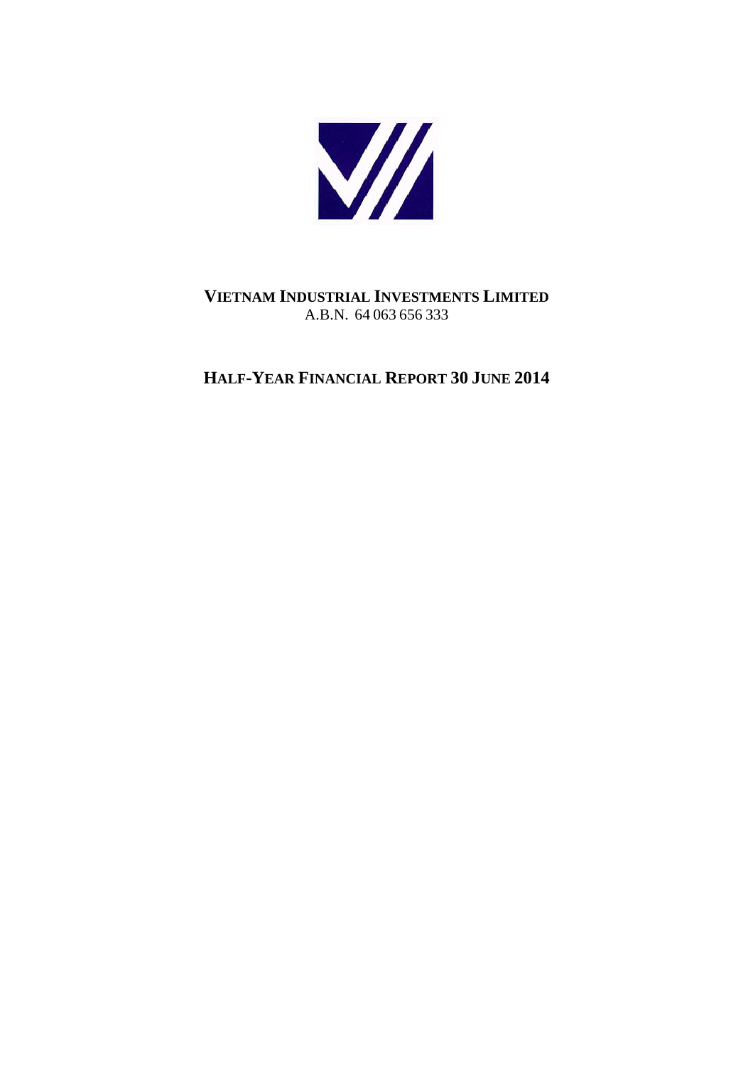**VIETNAM INDUSTRIAL INVESTMENTS LIMITED**
A.B.N. 64 063 656 333

# HALF-YEAR FINANCIAL REPORT 30 JUNE 2014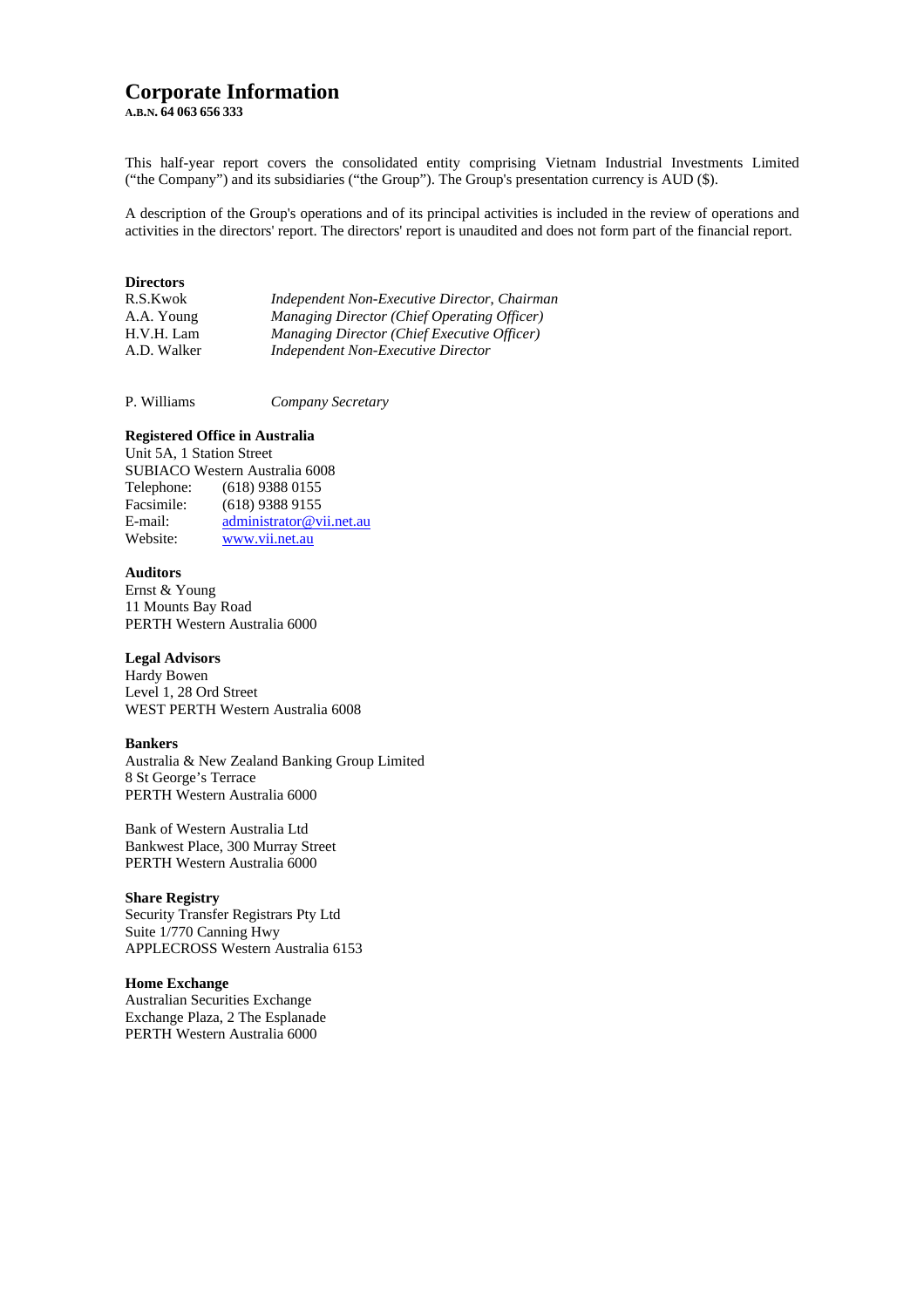# Corporate Information

**A.B.N. 64 063 656 333**

This half-year report covers the consolidated entity comprising Vietnam Industrial Investments Limited ("the Company") and its subsidiaries ("the Group"). The Group's presentation currency is AUD ($).

A description of the Group's operations and of its principal activities is included in the review of operations and activities in the directors' report. The directors' report is unaudited and does not form part of the financial report.

**Directors**

| | |
|---|---|
| R.S.Kwok | *Independent Non-Executive Director, Chairman* |
| A.A. Young | *Managing Director (Chief Operating Officer)* |
| H.V.H. Lam | *Managing Director (Chief Executive Officer)* |
| A.D. Walker | *Independent Non-Executive Director* |

| | |
|---|---|
| P. Williams | *Company Secretary* |

**Registered Office in Australia**

Unit 5A, 1 Station Street
SUBIACO Western Australia 6008

| | |
|---|---|
| Telephone: | (618) 9388 0155 |
| Facsimile: | (618) 9388 9155 |
| E-mail: | administrator@vii.net.au |
| Website: | www.vii.net.au |

**Auditors**

Ernst & Young
11 Mounts Bay Road
PERTH Western Australia 6000

**Legal Advisors**

Hardy Bowen
Level 1, 28 Ord Street
WEST PERTH Western Australia 6008

**Bankers**

Australia & New Zealand Banking Group Limited
8 St George's Terrace
PERTH Western Australia 6000

Bank of Western Australia Ltd
Bankwest Place, 300 Murray Street
PERTH Western Australia 6000

**Share Registry**

Security Transfer Registrars Pty Ltd
Suite 1/770 Canning Hwy
APPLECROSS Western Australia 6153

**Home Exchange**

Australian Securities Exchange
Exchange Plaza, 2 The Esplanade
PERTH Western Australia 6000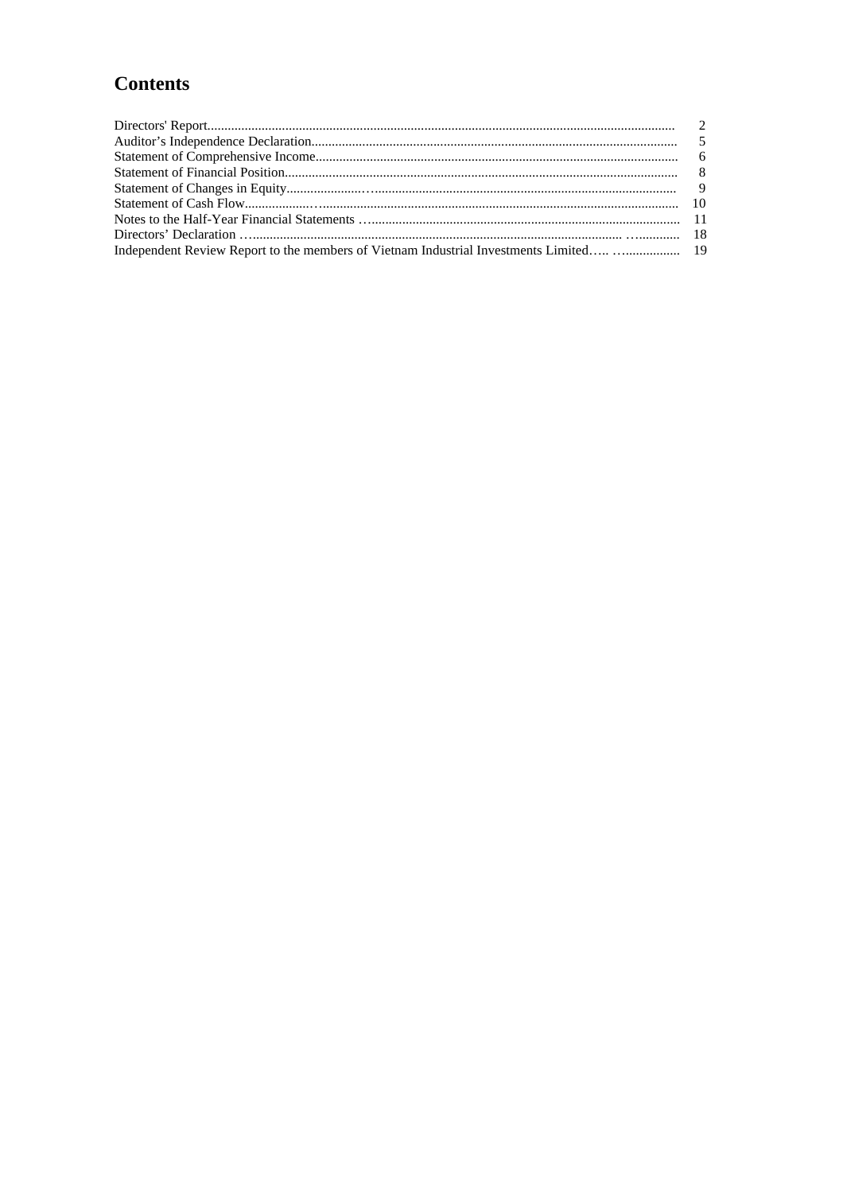# Contents

| | |
|---|---|
| Directors' Report | 2 |
| Auditor's Independence Declaration | 5 |
| Statement of Comprehensive Income | 6 |
| Statement of Financial Position | 8 |
| Statement of Changes in Equity | 9 |
| Statement of Cash Flow | 10 |
| Notes to the Half-Year Financial Statements | 11 |
| Directors' Declaration | 18 |
| Independent Review Report to the members of Vietnam Industrial Investments Limited | 19 |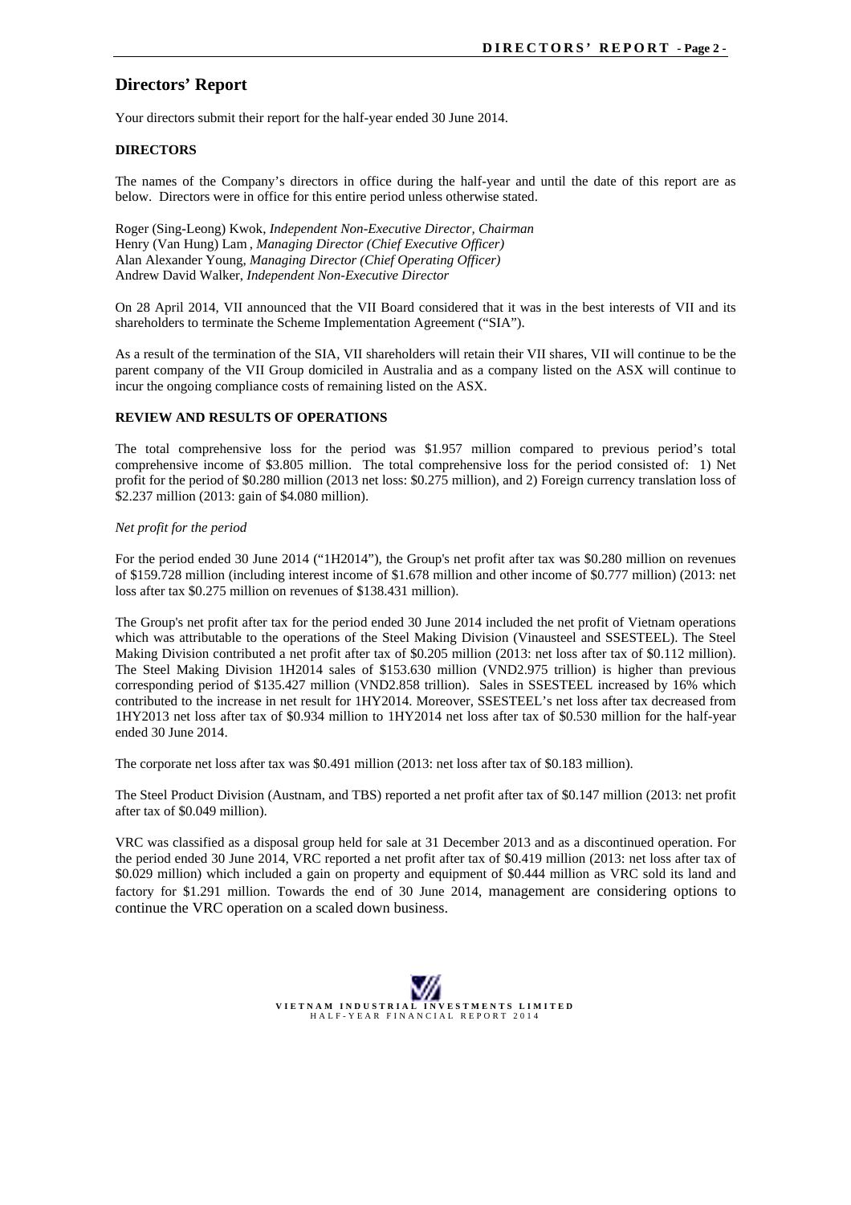## Directors' Report

Your directors submit their report for the half-year ended 30 June 2014.

### DIRECTORS

The names of the Company's directors in office during the half-year and until the date of this report are as below. Directors were in office for this entire period unless otherwise stated.

Roger (Sing-Leong) Kwok, *Independent Non-Executive Director, Chairman*
Henry (Van Hung) Lam , *Managing Director (Chief Executive Officer)*
Alan Alexander Young, *Managing Director (Chief Operating Officer)*
Andrew David Walker, *Independent Non-Executive Director*

On 28 April 2014, VII announced that the VII Board considered that it was in the best interests of VII and its shareholders to terminate the Scheme Implementation Agreement ("SIA").

As a result of the termination of the SIA, VII shareholders will retain their VII shares, VII will continue to be the parent company of the VII Group domiciled in Australia and as a company listed on the ASX will continue to incur the ongoing compliance costs of remaining listed on the ASX.

### REVIEW AND RESULTS OF OPERATIONS

The total comprehensive loss for the period was $1.957 million compared to previous period's total comprehensive income of $3.805 million. The total comprehensive loss for the period consisted of: 1) Net profit for the period of $0.280 million (2013 net loss: $0.275 million), and 2) Foreign currency translation loss of $2.237 million (2013: gain of $4.080 million).

*Net profit for the period*

For the period ended 30 June 2014 ("1H2014"), the Group's net profit after tax was $0.280 million on revenues of $159.728 million (including interest income of $1.678 million and other income of $0.777 million) (2013: net loss after tax $0.275 million on revenues of $138.431 million).

The Group's net profit after tax for the period ended 30 June 2014 included the net profit of Vietnam operations which was attributable to the operations of the Steel Making Division (Vinausteel and SSESTEEL). The Steel Making Division contributed a net profit after tax of $0.205 million (2013: net loss after tax of $0.112 million). The Steel Making Division 1H2014 sales of $153.630 million (VND2.975 trillion) is higher than previous corresponding period of $135.427 million (VND2.858 trillion). Sales in SSESTEEL increased by 16% which contributed to the increase in net result for 1HY2014. Moreover, SSESTEEL's net loss after tax decreased from 1HY2013 net loss after tax of $0.934 million to 1HY2014 net loss after tax of $0.530 million for the half-year ended 30 June 2014.

The corporate net loss after tax was $0.491 million (2013: net loss after tax of $0.183 million).

The Steel Product Division (Austnam, and TBS) reported a net profit after tax of $0.147 million (2013: net profit after tax of $0.049 million).

VRC was classified as a disposal group held for sale at 31 December 2013 and as a discontinued operation. For the period ended 30 June 2014, VRC reported a net profit after tax of $0.419 million (2013: net loss after tax of $0.029 million) which included a gain on property and equipment of $0.444 million as VRC sold its land and factory for $1.291 million. Towards the end of 30 June 2014, management are considering options to continue the VRC operation on a scaled down business.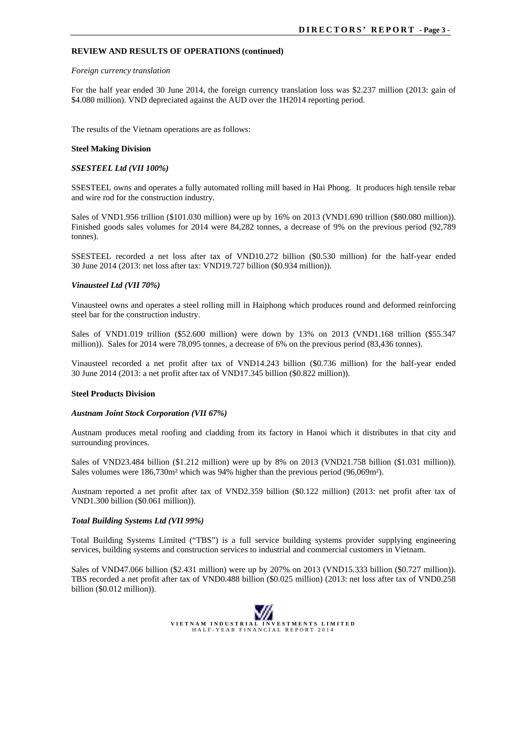**REVIEW AND RESULTS OF OPERATIONS (continued)**

*Foreign currency translation*

For the half year ended 30 June 2014, the foreign currency translation loss was \$2.237 million (2013: gain of \$4.080 million). VND depreciated against the AUD over the 1H2014 reporting period.

The results of the Vietnam operations are as follows:

**Steel Making Division**

***SSESTEEL Ltd (VII 100%)***

SSESTEEL owns and operates a fully automated rolling mill based in Hai Phong. It produces high tensile rebar and wire rod for the construction industry.

Sales of VND1.956 trillion (\$101.030 million) were up by 16% on 2013 (VND1.690 trillion (\$80.080 million)). Finished goods sales volumes for 2014 were 84,282 tonnes, a decrease of 9% on the previous period (92,789 tonnes).

SSESTEEL recorded a net loss after tax of VND10.272 billion (\$0.530 million) for the half-year ended 30 June 2014 (2013: net loss after tax: VND19.727 billion (\$0.934 million)).

***Vinausteel Ltd (VII 70%)***

Vinausteel owns and operates a steel rolling mill in Haiphong which produces round and deformed reinforcing steel bar for the construction industry.

Sales of VND1.019 trillion (\$52.600 million) were down by 13% on 2013 (VND1.168 trillion (\$55.347 million)). Sales for 2014 were 78,095 tonnes, a decrease of 6% on the previous period (83,436 tonnes).

Vinausteel recorded a net profit after tax of VND14.243 billion (\$0.736 million) for the half-year ended 30 June 2014 (2013: a net profit after tax of VND17.345 billion (\$0.822 million)).

**Steel Products Division**

***Austnam Joint Stock Corporation (VII 67%)***

Austnam produces metal roofing and cladding from its factory in Hanoi which it distributes in that city and surrounding provinces.

Sales of VND23.484 billion (\$1.212 million) were up by 8% on 2013 (VND21.758 billion (\$1.031 million)). Sales volumes were 186,730m² which was 94% higher than the previous period (96,069m²).

Austnam reported a net profit after tax of VND2.359 billion (\$0.122 million) (2013: net profit after tax of VND1.300 billion (\$0.061 million)).

***Total Building Systems Ltd (VII 99%)***

Total Building Systems Limited ("TBS") is a full service building systems provider supplying engineering services, building systems and construction services to industrial and commercial customers in Vietnam.

Sales of VND47.066 billion (\$2.431 million) were up by 207% on 2013 (VND15.333 billion (\$0.727 million)). TBS recorded a net profit after tax of VND0.488 billion (\$0.025 million) (2013: net loss after tax of VND0.258 billion (\$0.012 million)).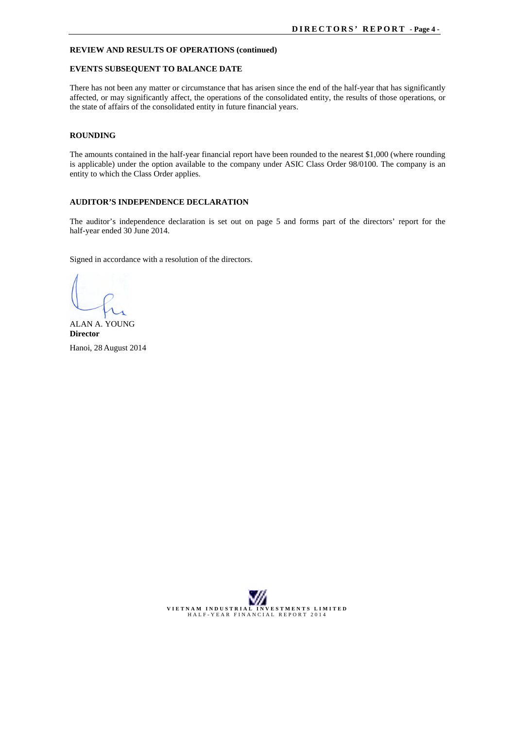**REVIEW AND RESULTS OF OPERATIONS (continued)**

**EVENTS SUBSEQUENT TO BALANCE DATE**

There has not been any matter or circumstance that has arisen since the end of the half-year that has significantly affected, or may significantly affect, the operations of the consolidated entity, the results of those operations, or the state of affairs of the consolidated entity in future financial years.

**ROUNDING**

The amounts contained in the half-year financial report have been rounded to the nearest $1,000 (where rounding is applicable) under the option available to the company under ASIC Class Order 98/0100. The company is an entity to which the Class Order applies.

**AUDITOR'S INDEPENDENCE DECLARATION**

The auditor's independence declaration is set out on page 5 and forms part of the directors' report for the half-year ended 30 June 2014.

Signed in accordance with a resolution of the directors.

ALAN A. YOUNG
**Director**

Hanoi, 28 August 2014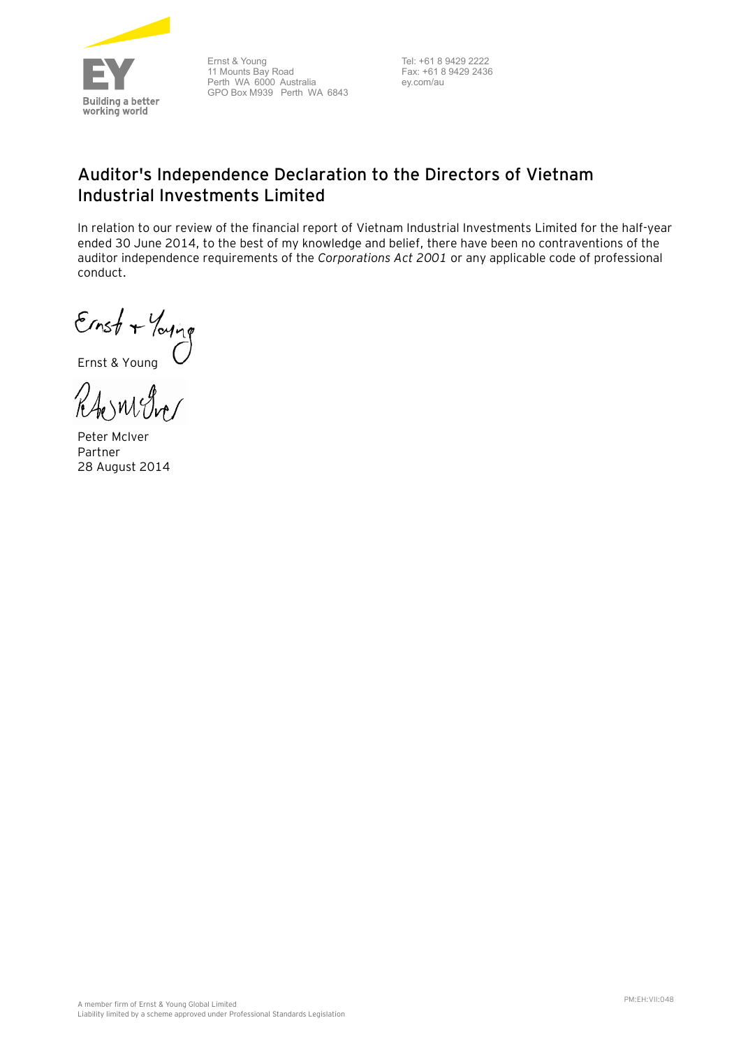Ernst & Young
11 Mounts Bay Road
Perth WA 6000 Australia
GPO Box M939 Perth WA 6843

Tel: +61 8 9429 2222
Fax: +61 8 9429 2436
ey.com/au

## Auditor's Independence Declaration to the Directors of Vietnam Industrial Investments Limited

In relation to our review of the financial report of Vietnam Industrial Investments Limited for the half-year ended 30 June 2014, to the best of my knowledge and belief, there have been no contraventions of the auditor independence requirements of the *Corporations Act 2001* or any applicable code of professional conduct.

Ernst & Young

Peter McIver
Partner
28 August 2014

A member firm of Ernst & Young Global Limited
Liability limited by a scheme approved under Professional Standards Legislation

PM:EH:VII:048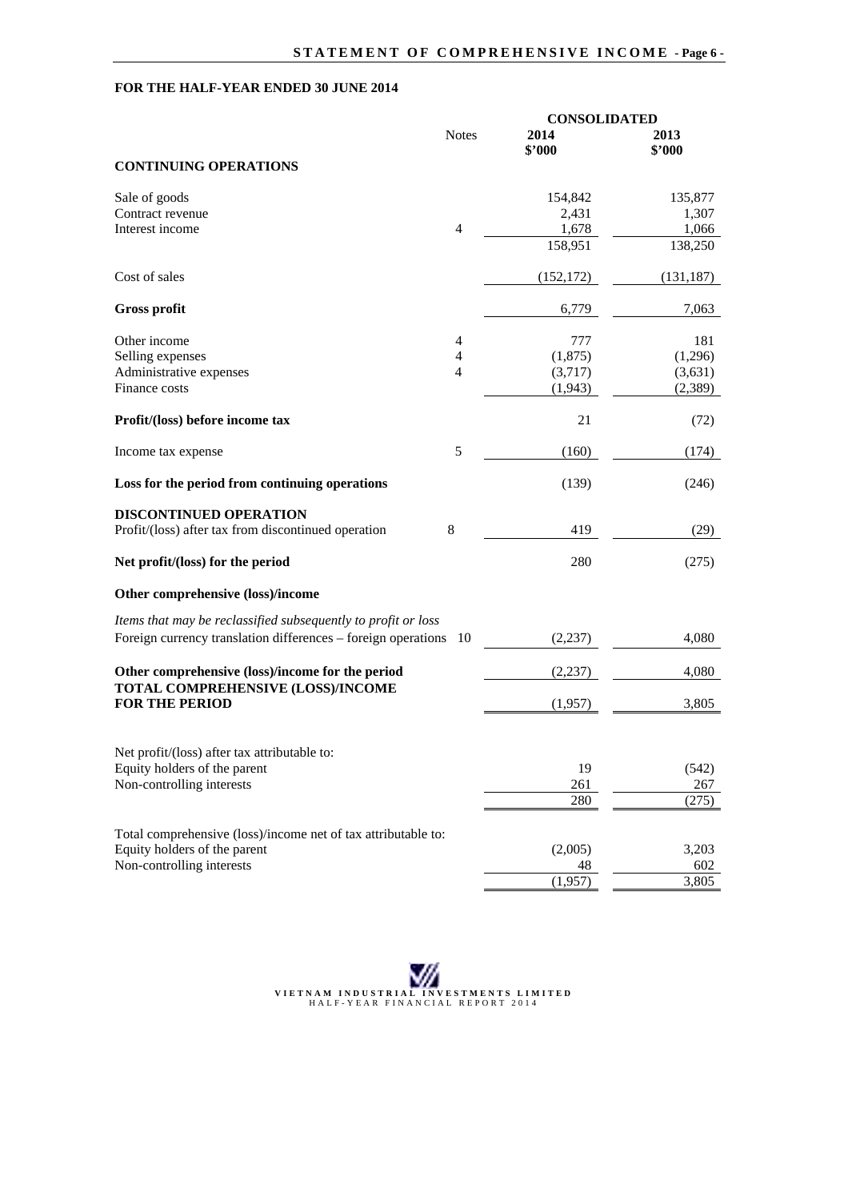# STATEMENT OF COMPREHENSIVE INCOME

## FOR THE HALF-YEAR ENDED 30 JUNE 2014

| | Notes | CONSOLIDATED 2014 $'000 | 2013 $'000 |
|---|---|---|---|
| **CONTINUING OPERATIONS** | | | |
| Sale of goods | | 154,842 | 135,877 |
| Contract revenue | | 2,431 | 1,307 |
| Interest income | 4 | 1,678 | 1,066 |
| | | 158,951 | 138,250 |
| Cost of sales | | (152,172) | (131,187) |
| **Gross profit** | | 6,779 | 7,063 |
| Other income | 4 | 777 | 181 |
| Selling expenses | 4 | (1,875) | (1,296) |
| Administrative expenses | 4 | (3,717) | (3,631) |
| Finance costs | | (1,943) | (2,389) |
| **Profit/(loss) before income tax** | | 21 | (72) |
| Income tax expense | 5 | (160) | (174) |
| **Loss for the period from continuing operations** | | (139) | (246) |
| **DISCONTINUED OPERATION** | | | |
| Profit/(loss) after tax from discontinued operation | 8 | 419 | (29) |
| **Net profit/(loss) for the period** | | 280 | (275) |
| **Other comprehensive (loss)/income** | | | |
| *Items that may be reclassified subsequently to profit or loss* | | | |
| Foreign currency translation differences – foreign operations | 10 | (2,237) | 4,080 |
| **Other comprehensive (loss)/income for the period** | | (2,237) | 4,080 |
| **TOTAL COMPREHENSIVE (LOSS)/INCOME FOR THE PERIOD** | | (1,957) | 3,805 |
| Net profit/(loss) after tax attributable to: | | | |
| Equity holders of the parent | | 19 | (542) |
| Non-controlling interests | | 261 | 267 |
| | | 280 | (275) |
| Total comprehensive (loss)/income net of tax attributable to: | | | |
| Equity holders of the parent | | (2,005) | 3,203 |
| Non-controlling interests | | 48 | 602 |
| | | (1,957) | 3,805 |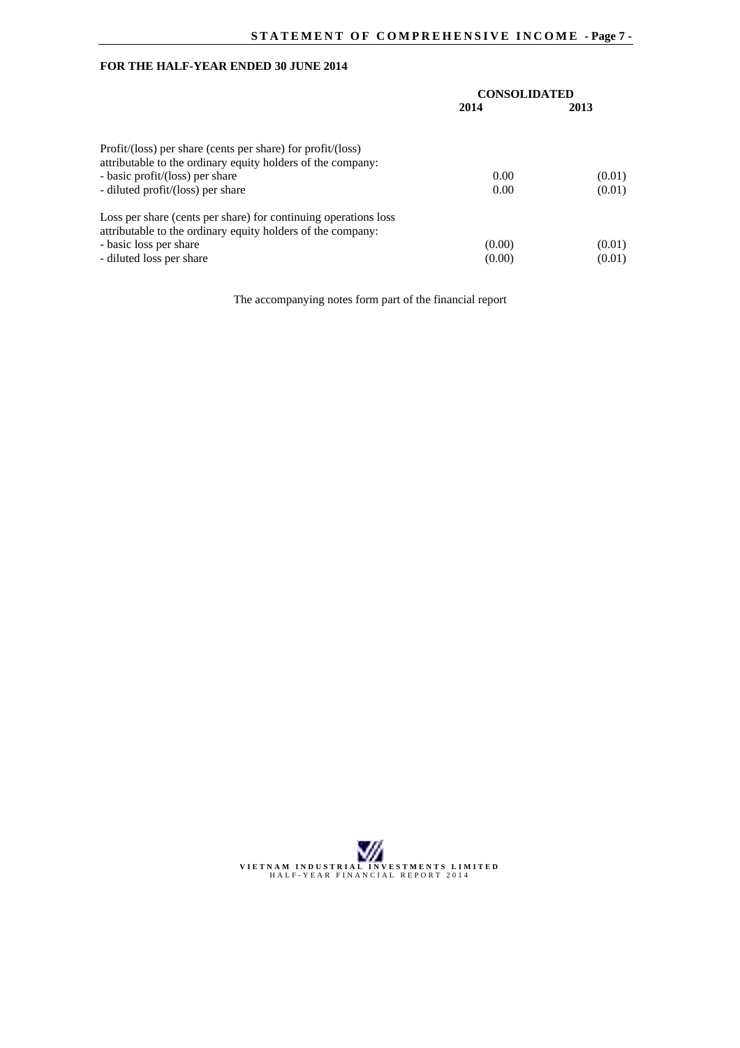**FOR THE HALF-YEAR ENDED 30 JUNE 2014**

| | CONSOLIDATED | |
|---|---|---|
| | **2014** | **2013** |
| Profit/(loss) per share (cents per share) for profit/(loss) attributable to the ordinary equity holders of the company: | | |
| - basic profit/(loss) per share | 0.00 | (0.01) |
| - diluted profit/(loss) per share | 0.00 | (0.01) |
| Loss per share (cents per share) for continuing operations loss attributable to the ordinary equity holders of the company: | | |
| - basic loss per share | (0.00) | (0.01) |
| - diluted loss per share | (0.00) | (0.01) |

The accompanying notes form part of the financial report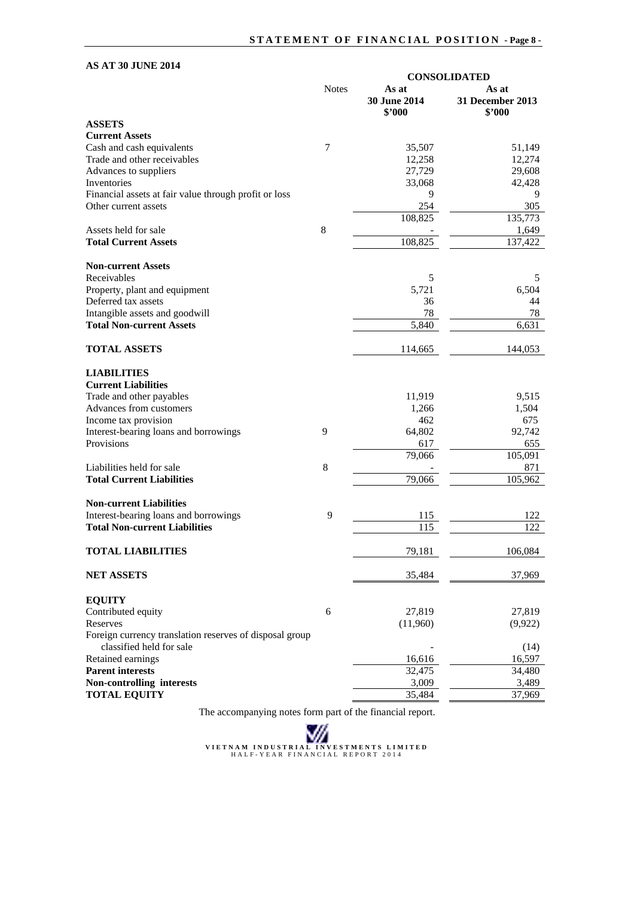## STATEMENT OF FINANCIAL POSITION

**AS AT 30 JUNE 2014**

| | Notes | CONSOLIDATED | |
|---|---|---|---|
| | | **As at 30 June 2014 $'000** | **As at 31 December 2013 $'000** |
| **ASSETS** | | | |
| **Current Assets** | | | |
| Cash and cash equivalents | 7 | 35,507 | 51,149 |
| Trade and other receivables | | 12,258 | 12,274 |
| Advances to suppliers | | 27,729 | 29,608 |
| Inventories | | 33,068 | 42,428 |
| Financial assets at fair value through profit or loss | | 9 | 9 |
| Other current assets | | 254 | 305 |
| | | 108,825 | 135,773 |
| Assets held for sale | 8 | - | 1,649 |
| **Total Current Assets** | | 108,825 | 137,422 |
| | | | |
| **Non-current Assets** | | | |
| Receivables | | 5 | 5 |
| Property, plant and equipment | | 5,721 | 6,504 |
| Deferred tax assets | | 36 | 44 |
| Intangible assets and goodwill | | 78 | 78 |
| **Total Non-current Assets** | | 5,840 | 6,631 |
| | | | |
| **TOTAL ASSETS** | | 114,665 | 144,053 |
| | | | |
| **LIABILITIES** | | | |
| **Current Liabilities** | | | |
| Trade and other payables | | 11,919 | 9,515 |
| Advances from customers | | 1,266 | 1,504 |
| Income tax provision | | 462 | 675 |
| Interest-bearing loans and borrowings | 9 | 64,802 | 92,742 |
| Provisions | | 617 | 655 |
| | | 79,066 | 105,091 |
| Liabilities held for sale | 8 | - | 871 |
| **Total Current Liabilities** | | 79,066 | 105,962 |
| | | | |
| **Non-current Liabilities** | | | |
| Interest-bearing loans and borrowings | 9 | 115 | 122 |
| **Total Non-current Liabilities** | | 115 | 122 |
| | | | |
| **TOTAL LIABILITIES** | | 79,181 | 106,084 |
| | | | |
| **NET ASSETS** | | 35,484 | 37,969 |
| | | | |
| **EQUITY** | | | |
| Contributed equity | 6 | 27,819 | 27,819 |
| Reserves | | (11,960) | (9,922) |
| Foreign currency translation reserves of disposal group classified held for sale | | - | (14) |
| Retained earnings | | 16,616 | 16,597 |
| **Parent interests** | | 32,475 | 34,480 |
| **Non-controlling interests** | | 3,009 | 3,489 |
| **TOTAL EQUITY** | | 35,484 | 37,969 |

The accompanying notes form part of the financial report.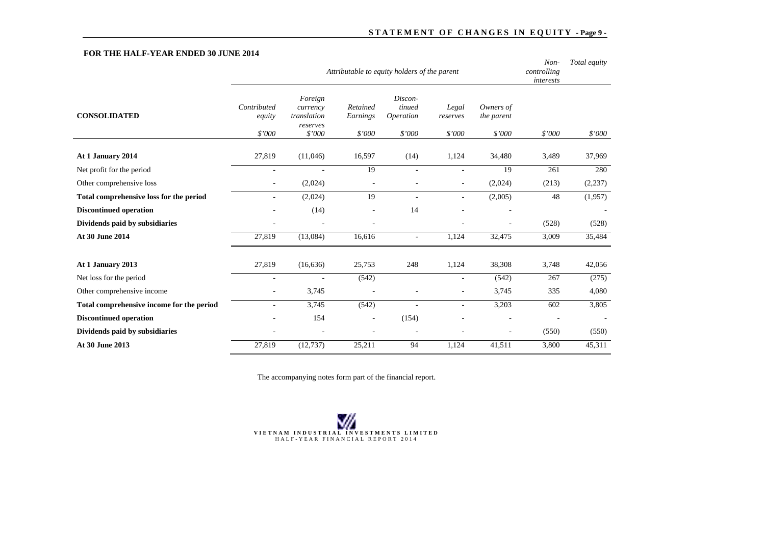# STATEMENT OF CHANGES IN EQUITY

**FOR THE HALF-YEAR ENDED 30 JUNE 2014**

| | *Attributable to equity holders of the parent* | | | | | | *Non-controlling interests* | *Total equity* |
|---|---|---|---|---|---|---|---|---|
| **CONSOLIDATED** | *Contributed equity* | *Foreign currency translation reserves* | *Retained Earnings* | *Discon-tinued Operation* | *Legal reserves* | *Owners of the parent* | | |
| | *$'000* | *$'000* | *$'000* | *$'000* | *$'000* | *$'000* | *$'000* | *$'000* |
| **At 1 January 2014** | 27,819 | (11,046) | 16,597 | (14) | 1,124 | 34,480 | 3,489 | 37,969 |
| Net profit for the period | - | - | 19 | - | - | 19 | 261 | 280 |
| Other comprehensive loss | - | (2,024) | - | - | - | (2,024) | (213) | (2,237) |
| **Total comprehensive loss for the period** | - | (2,024) | 19 | - | - | (2,005) | 48 | (1,957) |
| **Discontinued operation** | - | (14) | - | 14 | - | - | | - |
| **Dividends paid by subsidiaries** | - | - | - | | - | - | (528) | (528) |
| **At 30 June 2014** | 27,819 | (13,084) | 16,616 | - | 1,124 | 32,475 | 3,009 | 35,484 |
| | | | | | | | | |
| **At 1 January 2013** | 27,819 | (16,636) | 25,753 | 248 | 1,124 | 38,308 | 3,748 | 42,056 |
| Net loss for the period | - | - | (542) | | - | (542) | 267 | (275) |
| Other comprehensive income | - | 3,745 | - | - | - | 3,745 | 335 | 4,080 |
| **Total comprehensive income for the period** | - | 3,745 | (542) | - | - | 3,203 | 602 | 3,805 |
| **Discontinued operation** | - | 154 | - | (154) | - | - | - | - |
| **Dividends paid by subsidiaries** | - | - | - | - | - | - | (550) | (550) |
| **At 30 June 2013** | 27,819 | (12,737) | 25,211 | 94 | 1,124 | 41,511 | 3,800 | 45,311 |

The accompanying notes form part of the financial report.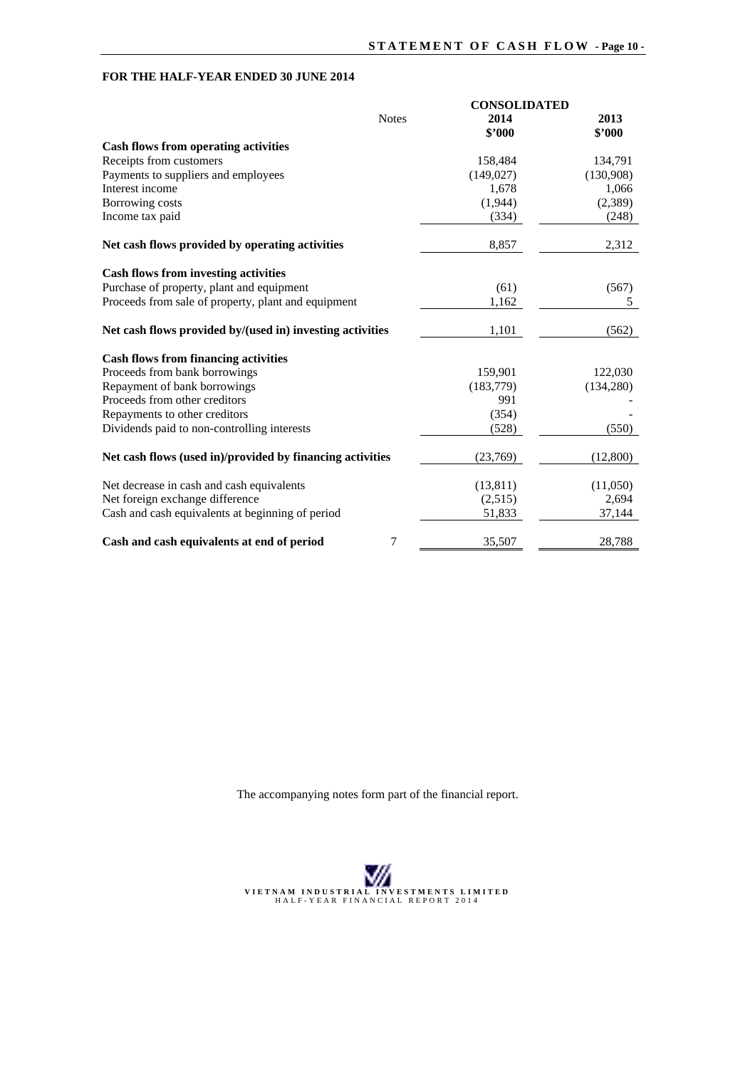## FOR THE HALF-YEAR ENDED 30 JUNE 2014

| | Notes | CONSOLIDATED 2014 $'000 | 2013 $'000 |
|---|---|---|---|
| **Cash flows from operating activities** | | | |
| Receipts from customers | | 158,484 | 134,791 |
| Payments to suppliers and employees | | (149,027) | (130,908) |
| Interest income | | 1,678 | 1,066 |
| Borrowing costs | | (1,944) | (2,389) |
| Income tax paid | | (334) | (248) |
| **Net cash flows provided by operating activities** | | 8,857 | 2,312 |
| **Cash flows from investing activities** | | | |
| Purchase of property, plant and equipment | | (61) | (567) |
| Proceeds from sale of property, plant and equipment | | 1,162 | 5 |
| **Net cash flows provided by/(used in) investing activities** | | 1,101 | (562) |
| **Cash flows from financing activities** | | | |
| Proceeds from bank borrowings | | 159,901 | 122,030 |
| Repayment of bank borrowings | | (183,779) | (134,280) |
| Proceeds from other creditors | | 991 | - |
| Repayments to other creditors | | (354) | - |
| Dividends paid to non-controlling interests | | (528) | (550) |
| **Net cash flows (used in)/provided by financing activities** | | (23,769) | (12,800) |
| Net decrease in cash and cash equivalents | | (13,811) | (11,050) |
| Net foreign exchange difference | | (2,515) | 2,694 |
| Cash and cash equivalents at beginning of period | | 51,833 | 37,144 |
| **Cash and cash equivalents at end of period** | 7 | 35,507 | 28,788 |

The accompanying notes form part of the financial report.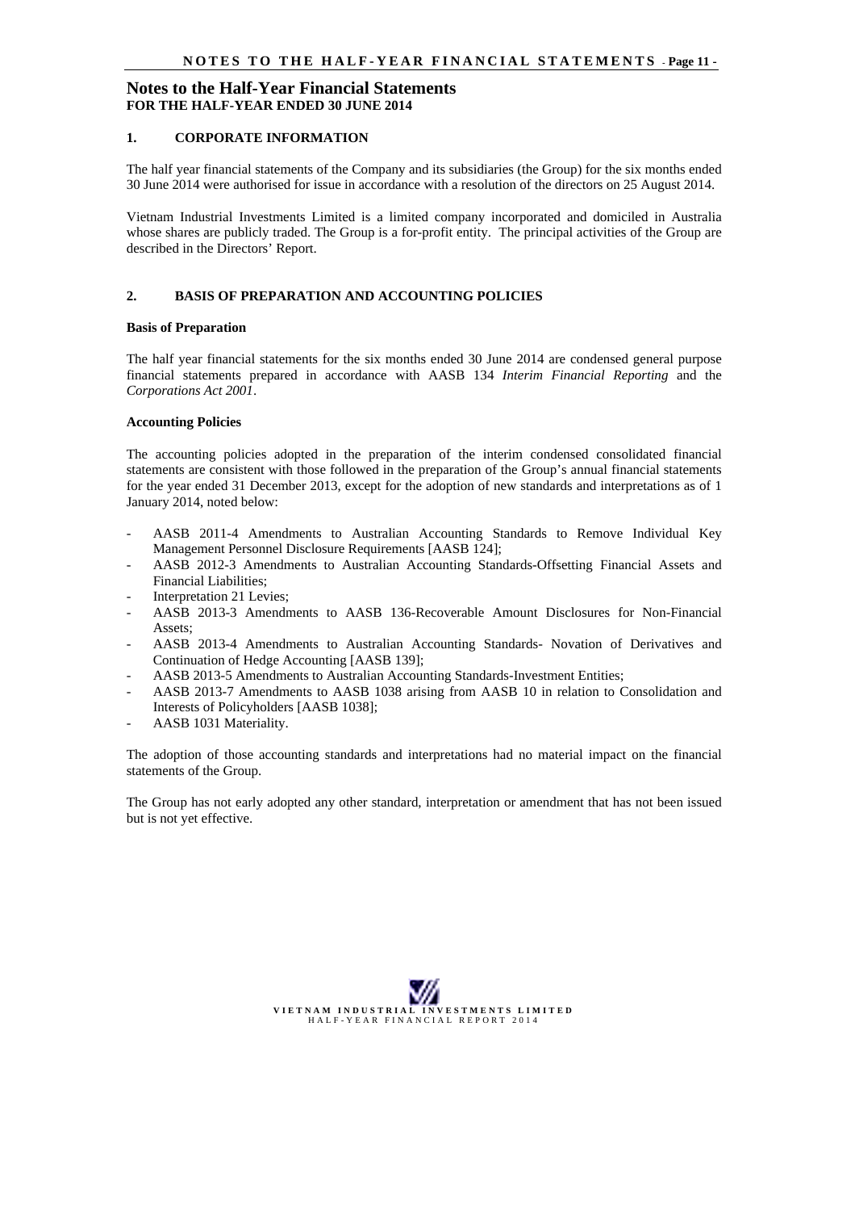# Notes to the Half-Year Financial Statements
**FOR THE HALF-YEAR ENDED 30 JUNE 2014**

## 1. CORPORATE INFORMATION

The half year financial statements of the Company and its subsidiaries (the Group) for the six months ended 30 June 2014 were authorised for issue in accordance with a resolution of the directors on 25 August 2014.

Vietnam Industrial Investments Limited is a limited company incorporated and domiciled in Australia whose shares are publicly traded. The Group is a for-profit entity. The principal activities of the Group are described in the Directors' Report.

## 2. BASIS OF PREPARATION AND ACCOUNTING POLICIES

**Basis of Preparation**

The half year financial statements for the six months ended 30 June 2014 are condensed general purpose financial statements prepared in accordance with AASB 134 *Interim Financial Reporting* and the *Corporations Act 2001*.

**Accounting Policies**

The accounting policies adopted in the preparation of the interim condensed consolidated financial statements are consistent with those followed in the preparation of the Group's annual financial statements for the year ended 31 December 2013, except for the adoption of new standards and interpretations as of 1 January 2014, noted below:

- AASB 2011-4 Amendments to Australian Accounting Standards to Remove Individual Key Management Personnel Disclosure Requirements [AASB 124];
- AASB 2012-3 Amendments to Australian Accounting Standards-Offsetting Financial Assets and Financial Liabilities;
- Interpretation 21 Levies;
- AASB 2013-3 Amendments to AASB 136-Recoverable Amount Disclosures for Non-Financial Assets;
- AASB 2013-4 Amendments to Australian Accounting Standards- Novation of Derivatives and Continuation of Hedge Accounting [AASB 139];
- AASB 2013-5 Amendments to Australian Accounting Standards-Investment Entities;
- AASB 2013-7 Amendments to AASB 1038 arising from AASB 10 in relation to Consolidation and Interests of Policyholders [AASB 1038];
- AASB 1031 Materiality.

The adoption of those accounting standards and interpretations had no material impact on the financial statements of the Group.

The Group has not early adopted any other standard, interpretation or amendment that has not been issued but is not yet effective.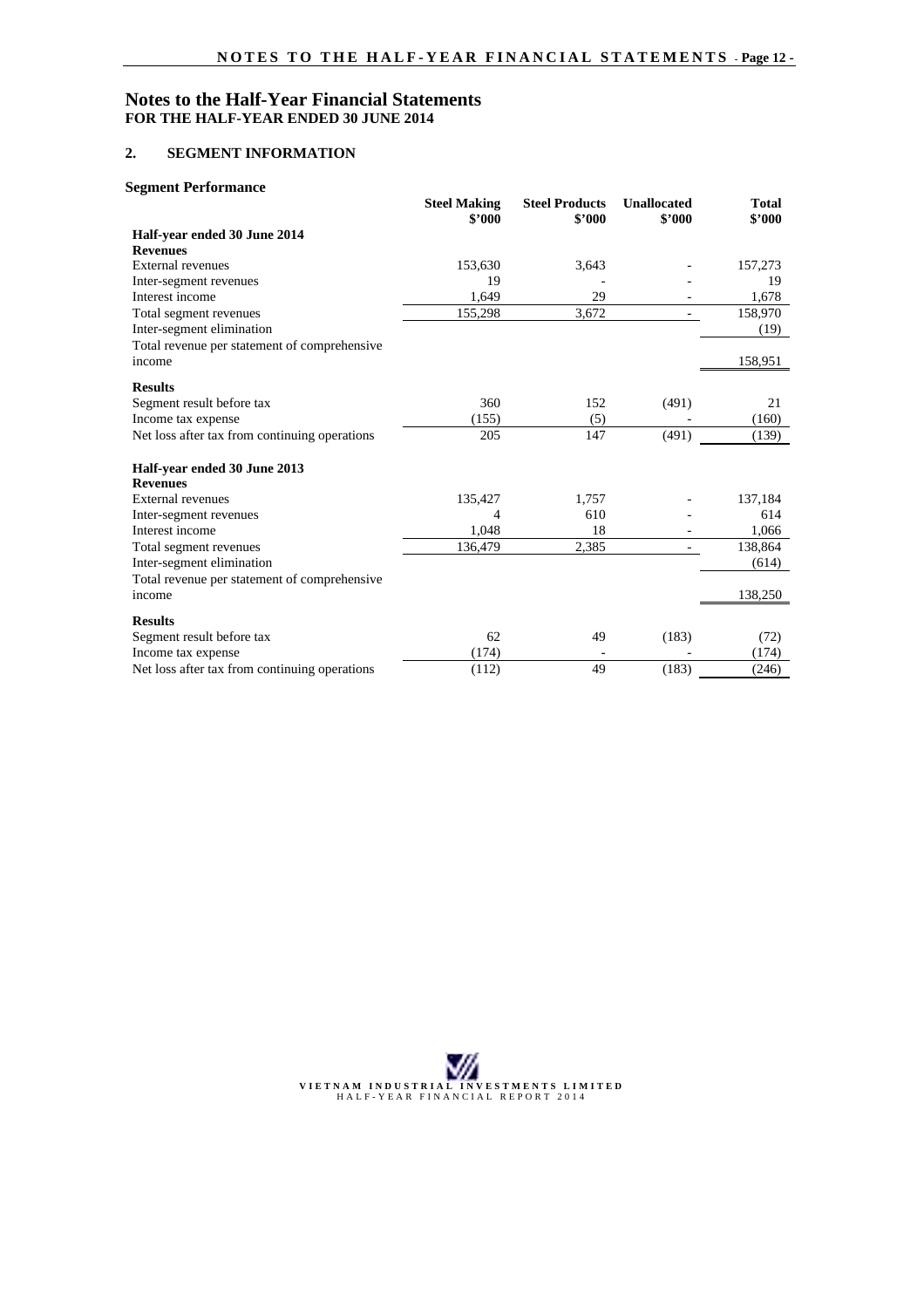# Notes to the Half-Year Financial Statements
**FOR THE HALF-YEAR ENDED 30 JUNE 2014**

## 2. SEGMENT INFORMATION

### Segment Performance

| | Steel Making $'000 | Steel Products $'000 | Unallocated $'000 | Total $'000 |
|---|---|---|---|---|
| **Half-year ended 30 June 2014** | | | | |
| **Revenues** | | | | |
| External revenues | 153,630 | 3,643 | - | 157,273 |
| Inter-segment revenues | 19 | - | - | 19 |
| Interest income | 1,649 | 29 | - | 1,678 |
| Total segment revenues | 155,298 | 3,672 | - | 158,970 |
| Inter-segment elimination | | | | (19) |
| Total revenue per statement of comprehensive income | | | | 158,951 |
| **Results** | | | | |
| Segment result before tax | 360 | 152 | (491) | 21 |
| Income tax expense | (155) | (5) | - | (160) |
| Net loss after tax from continuing operations | 205 | 147 | (491) | (139) |
| **Half-year ended 30 June 2013** | | | | |
| **Revenues** | | | | |
| External revenues | 135,427 | 1,757 | - | 137,184 |
| Inter-segment revenues | 4 | 610 | - | 614 |
| Interest income | 1,048 | 18 | - | 1,066 |
| Total segment revenues | 136,479 | 2,385 | - | 138,864 |
| Inter-segment elimination | | | | (614) |
| Total revenue per statement of comprehensive income | | | | 138,250 |
| **Results** | | | | |
| Segment result before tax | 62 | 49 | (183) | (72) |
| Income tax expense | (174) | - | - | (174) |
| Net loss after tax from continuing operations | (112) | 49 | (183) | (246) |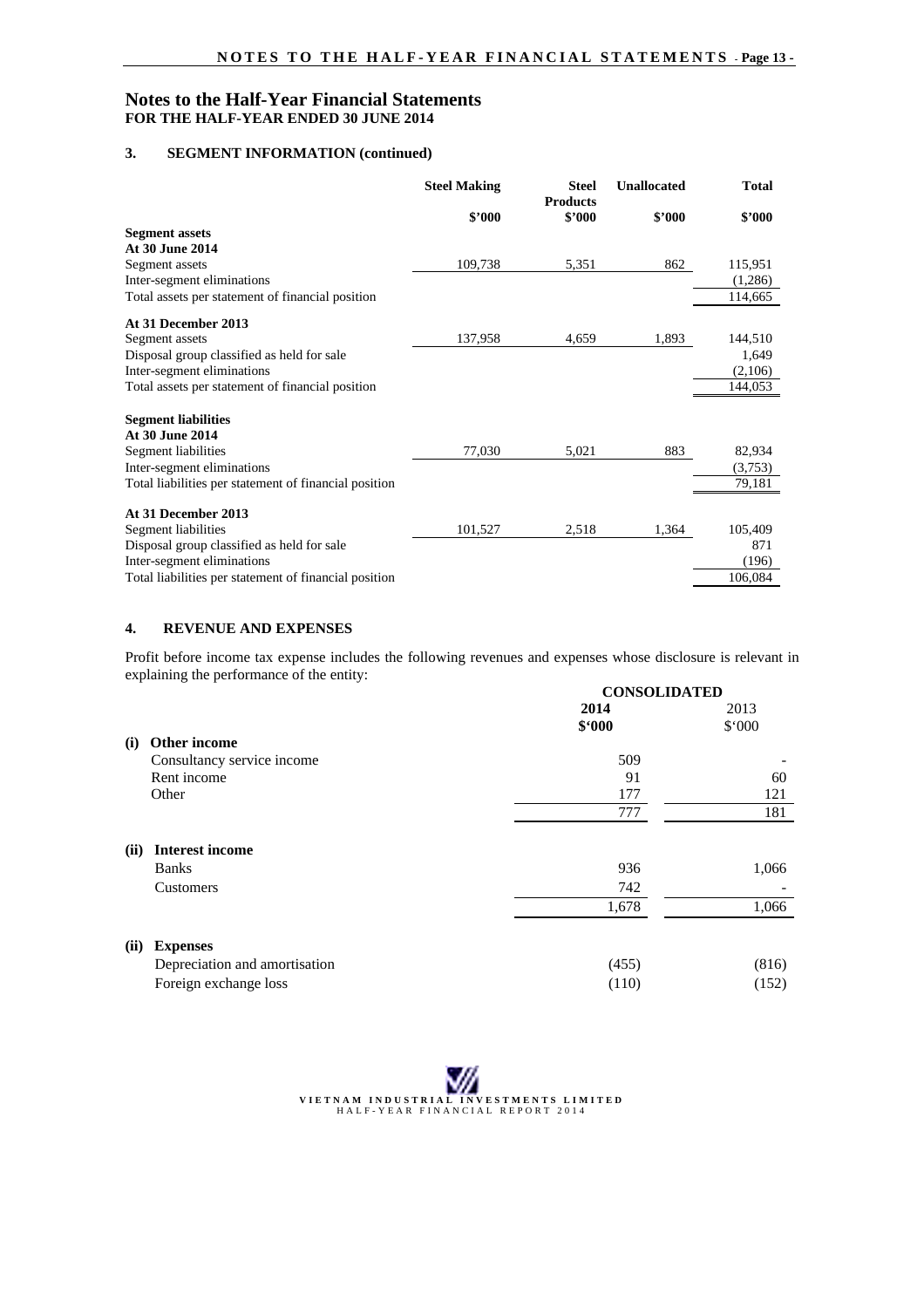# Notes to the Half-Year Financial Statements
**FOR THE HALF-YEAR ENDED 30 JUNE 2014**

## 3. SEGMENT INFORMATION (continued)

| | Steel Making | Steel Products | Unallocated | Total |
|---|---|---|---|---|
| | $'000 | $'000 | $'000 | $'000 |
| **Segment assets** | | | | |
| **At 30 June 2014** | | | | |
| Segment assets | 109,738 | 5,351 | 862 | 115,951 |
| Inter-segment eliminations | | | | (1,286) |
| Total assets per statement of financial position | | | | 114,665 |
| **At 31 December 2013** | | | | |
| Segment assets | 137,958 | 4,659 | 1,893 | 144,510 |
| Disposal group classified as held for sale | | | | 1,649 |
| Inter-segment eliminations | | | | (2,106) |
| Total assets per statement of financial position | | | | 144,053 |
| **Segment liabilities** | | | | |
| **At 30 June 2014** | | | | |
| Segment liabilities | 77,030 | 5,021 | 883 | 82,934 |
| Inter-segment eliminations | | | | (3,753) |
| Total liabilities per statement of financial position | | | | 79,181 |
| **At 31 December 2013** | | | | |
| Segment liabilities | 101,527 | 2,518 | 1,364 | 105,409 |
| Disposal group classified as held for sale | | | | 871 |
| Inter-segment eliminations | | | | (196) |
| Total liabilities per statement of financial position | | | | 106,084 |

## 4. REVENUE AND EXPENSES

Profit before income tax expense includes the following revenues and expenses whose disclosure is relevant in explaining the performance of the entity:

| | CONSOLIDATED | |
|---|---|---|
| | **2014** | 2013 |
| | **$'000** | $'000 |
| **(i) Other income** | | |
| Consultancy service income | 509 | - |
| Rent income | 91 | 60 |
| Other | 177 | 121 |
| | 777 | 181 |
| **(ii) Interest income** | | |
| Banks | 936 | 1,066 |
| Customers | 742 | - |
| | 1,678 | 1,066 |
| **(ii) Expenses** | | |
| Depreciation and amortisation | (455) | (816) |
| Foreign exchange loss | (110) | (152) |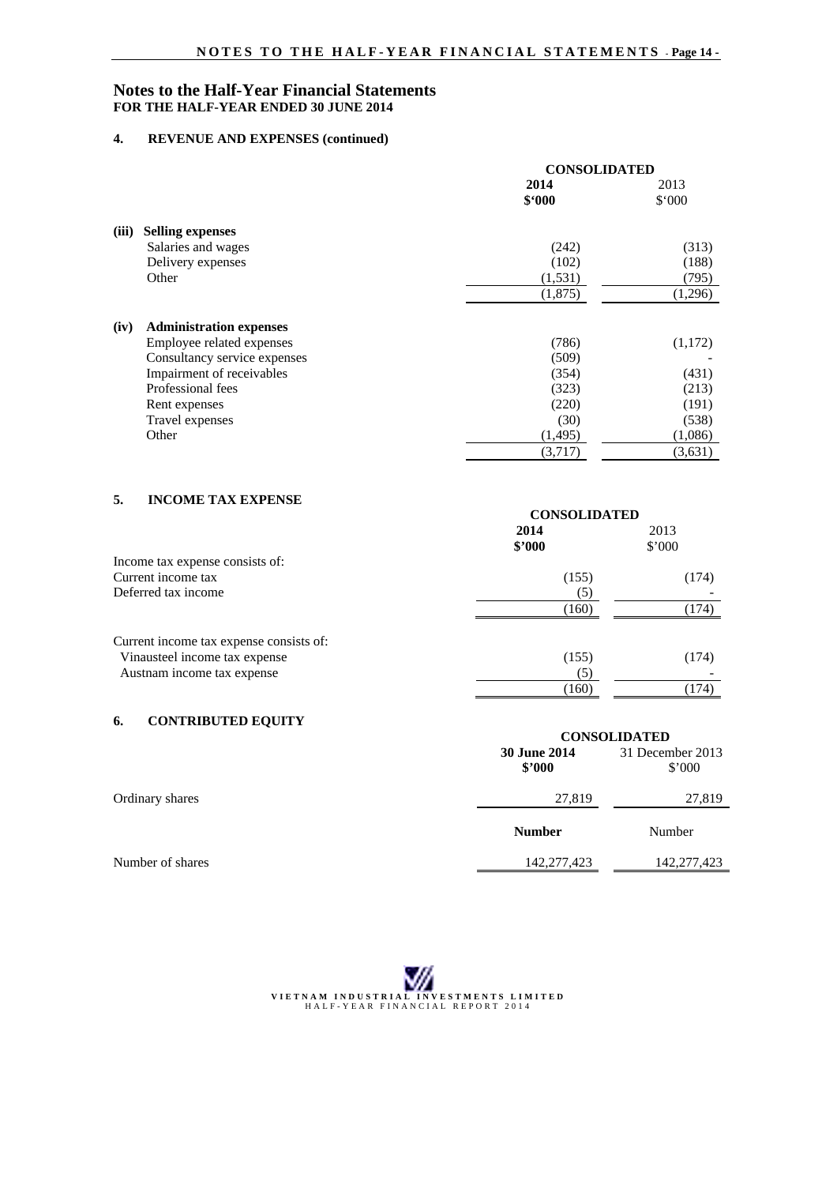# Notes to the Half-Year Financial Statements

**FOR THE HALF-YEAR ENDED 30 JUNE 2014**

## 4. REVENUE AND EXPENSES (continued)

| | CONSOLIDATED | |
|---|---|---|
| | **2014** | 2013 |
| | **$'000** | $'000 |
| **(iii) Selling expenses** | | |
| Salaries and wages | (242) | (313) |
| Delivery expenses | (102) | (188) |
| Other | (1,531) | (795) |
| | (1,875) | (1,296) |
| **(iv) Administration expenses** | | |
| Employee related expenses | (786) | (1,172) |
| Consultancy service expenses | (509) | - |
| Impairment of receivables | (354) | (431) |
| Professional fees | (323) | (213) |
| Rent expenses | (220) | (191) |
| Travel expenses | (30) | (538) |
| Other | (1,495) | (1,086) |
| | (3,717) | (3,631) |

## 5. INCOME TAX EXPENSE

| | CONSOLIDATED | |
|---|---|---|
| | **2014** | 2013 |
| | **$'000** | $'000 |
| Income tax expense consists of: | | |
| Current income tax | (155) | (174) |
| Deferred tax income | (5) | - |
| | (160) | (174) |
| Current income tax expense consists of: | | |
| Vinausteel income tax expense | (155) | (174) |
| Austnam income tax expense | (5) | - |
| | (160) | (174) |

## 6. CONTRIBUTED EQUITY

| | CONSOLIDATED | |
|---|---|---|
| | **30 June 2014** | 31 December 2013 |
| | **$'000** | $'000 |
| Ordinary shares | 27,819 | 27,819 |
| | **Number** | Number |
| Number of shares | 142,277,423 | 142,277,423 |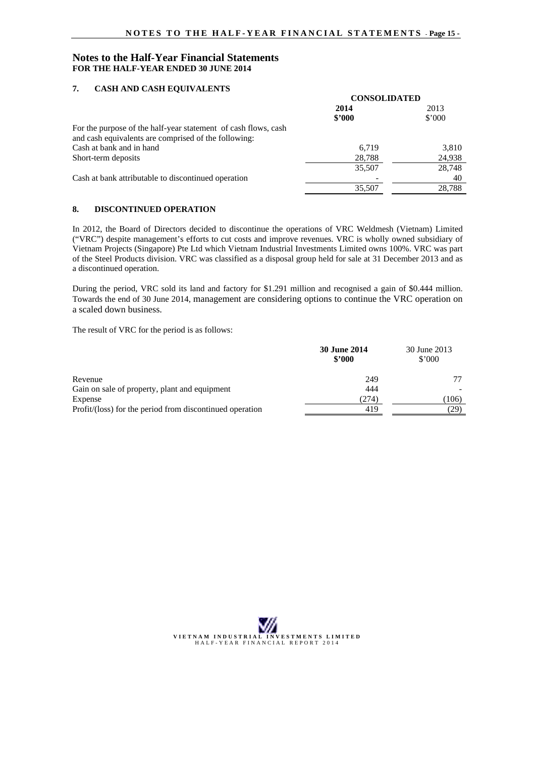# Notes to the Half-Year Financial Statements
**FOR THE HALF-YEAR ENDED 30 JUNE 2014**

## 7. CASH AND CASH EQUIVALENTS

| | CONSOLIDATED | |
|---|---|---|
| | **2014** **\$'000** | 2013 \$'000 |
| For the purpose of the half-year statement of cash flows, cash and cash equivalents are comprised of the following: | | |
| Cash at bank and in hand | 6,719 | 3,810 |
| Short-term deposits | 28,788 | 24,938 |
| | 35,507 | 28,748 |
| Cash at bank attributable to discontinued operation | - | 40 |
| | 35,507 | 28,788 |

## 8. DISCONTINUED OPERATION

In 2012, the Board of Directors decided to discontinue the operations of VRC Weldmesh (Vietnam) Limited ("VRC") despite management's efforts to cut costs and improve revenues. VRC is wholly owned subsidiary of Vietnam Projects (Singapore) Pte Ltd which Vietnam Industrial Investments Limited owns 100%. VRC was part of the Steel Products division. VRC was classified as a disposal group held for sale at 31 December 2013 and as a discontinued operation.

During the period, VRC sold its land and factory for \$1.291 million and recognised a gain of \$0.444 million. Towards the end of 30 June 2014, management are considering options to continue the VRC operation on a scaled down business.

The result of VRC for the period is as follows:

| | **30 June 2014** **\$'000** | 30 June 2013 \$'000 |
|---|---|---|
| Revenue | 249 | 77 |
| Gain on sale of property, plant and equipment | 444 | - |
| Expense | (274) | (106) |
| Profit/(loss) for the period from discontinued operation | 419 | (29) |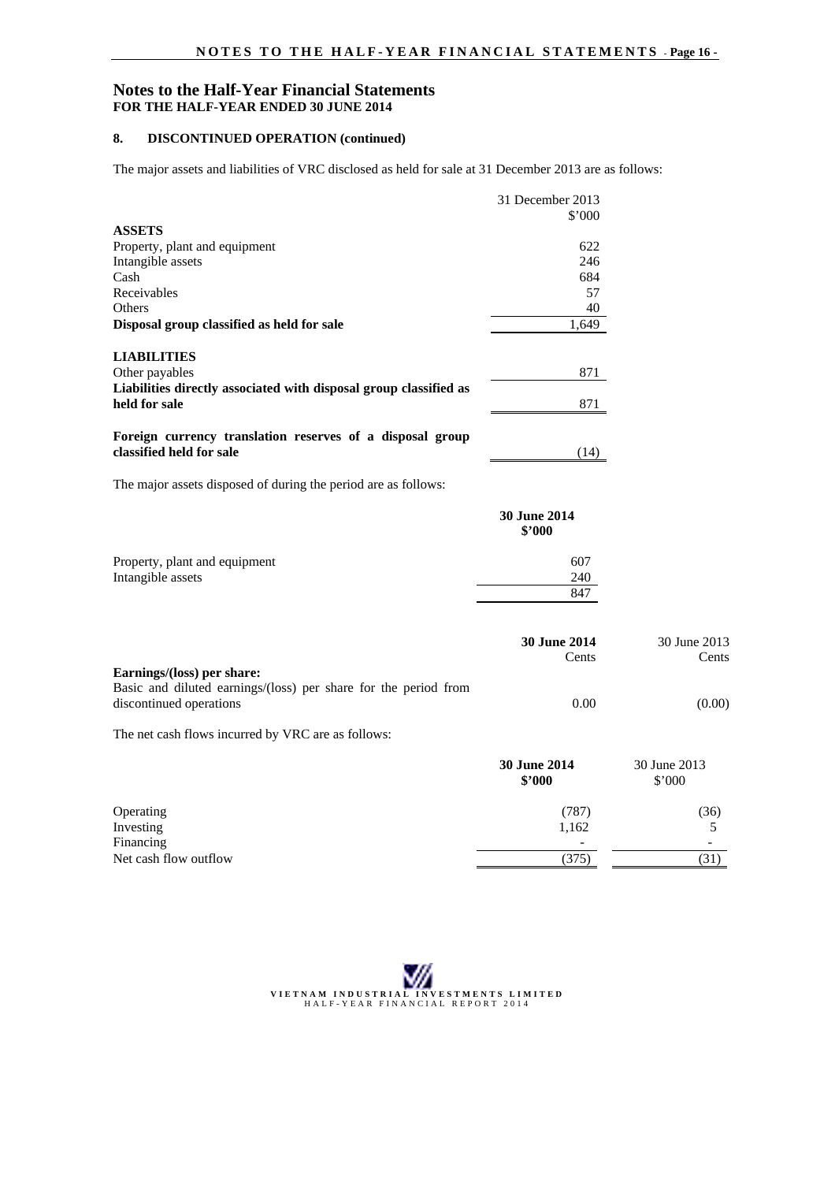# Notes to the Half-Year Financial Statements
**FOR THE HALF-YEAR ENDED 30 JUNE 2014**

## 8. DISCONTINUED OPERATION (continued)

The major assets and liabilities of VRC disclosed as held for sale at 31 December 2013 are as follows:

| | 31 December 2013 $'000 |
|---|---|
| **ASSETS** | |
| Property, plant and equipment | 622 |
| Intangible assets | 246 |
| Cash | 684 |
| Receivables | 57 |
| Others | 40 |
| **Disposal group classified as held for sale** | 1,649 |
| | |
| **LIABILITIES** | |
| Other payables | 871 |
| **Liabilities directly associated with disposal group classified as held for sale** | 871 |
| | |
| **Foreign currency translation reserves of a disposal group classified held for sale** | (14) |

The major assets disposed of during the period are as follows:

| | **30 June 2014 $'000** |
|---|---|
| Property, plant and equipment | 607 |
| Intangible assets | 240 |
| | 847 |

| | **30 June 2014** Cents | 30 June 2013 Cents |
|---|---|---|
| **Earnings/(loss) per share:** | | |
| Basic and diluted earnings/(loss) per share for the period from discontinued operations | 0.00 | (0.00) |

The net cash flows incurred by VRC are as follows:

| | **30 June 2014 $'000** | 30 June 2013 $'000 |
|---|---|---|
| Operating | (787) | (36) |
| Investing | 1,162 | 5 |
| Financing | - | - |
| Net cash flow outflow | (375) | (31) |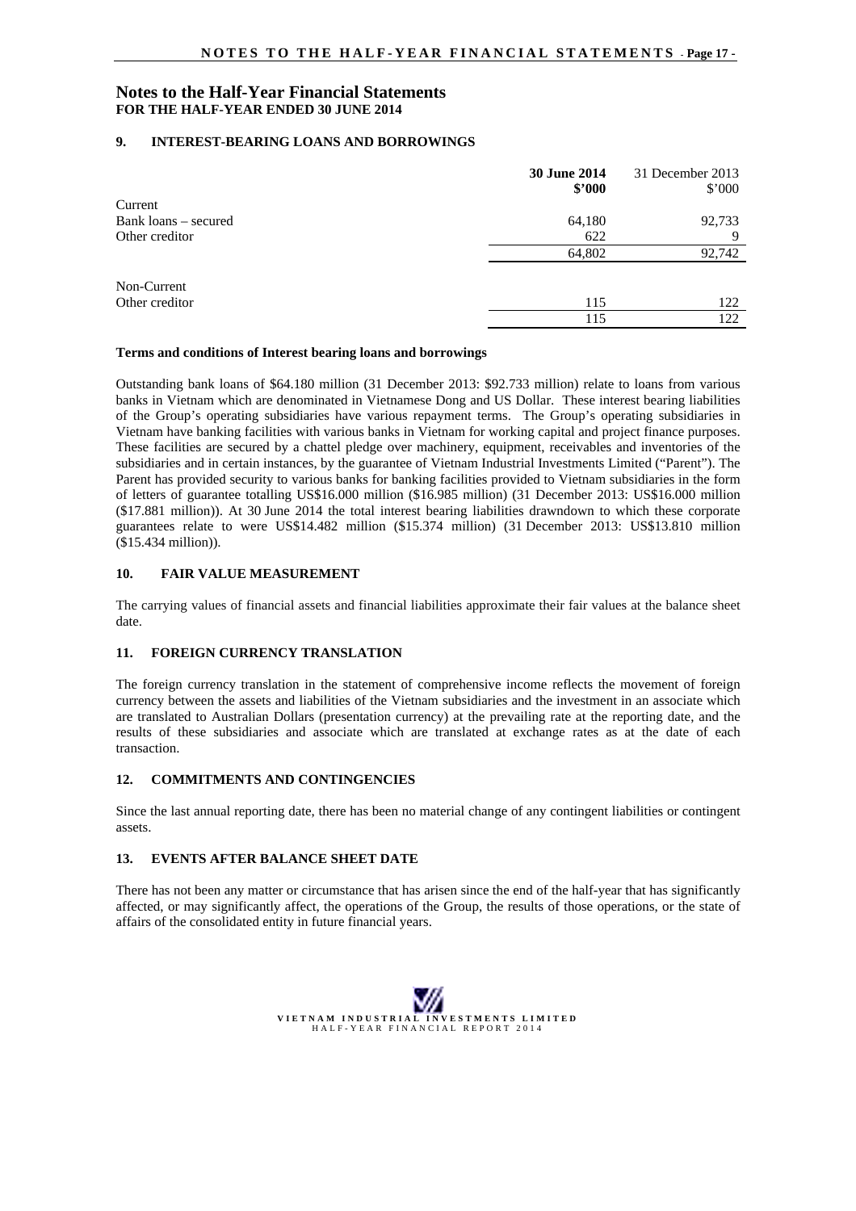# Notes to the Half-Year Financial Statements
**FOR THE HALF-YEAR ENDED 30 JUNE 2014**

## 9. INTEREST-BEARING LOANS AND BORROWINGS

| | **30 June 2014 $'000** | 31 December 2013 $'000 |
|---|---|---|
| Current | | |
| Bank loans – secured | 64,180 | 92,733 |
| Other creditor | 622 | 9 |
| | 64,802 | 92,742 |
| | | |
| Non-Current | | |
| Other creditor | 115 | 122 |
| | 115 | 122 |

**Terms and conditions of Interest bearing loans and borrowings**

Outstanding bank loans of $64.180 million (31 December 2013: $92.733 million) relate to loans from various banks in Vietnam which are denominated in Vietnamese Dong and US Dollar. These interest bearing liabilities of the Group's operating subsidiaries have various repayment terms. The Group's operating subsidiaries in Vietnam have banking facilities with various banks in Vietnam for working capital and project finance purposes. These facilities are secured by a chattel pledge over machinery, equipment, receivables and inventories of the subsidiaries and in certain instances, by the guarantee of Vietnam Industrial Investments Limited ("Parent"). The Parent has provided security to various banks for banking facilities provided to Vietnam subsidiaries in the form of letters of guarantee totalling US$16.000 million ($16.985 million) (31 December 2013: US$16.000 million ($17.881 million)). At 30 June 2014 the total interest bearing liabilities drawndown to which these corporate guarantees relate to were US$14.482 million ($15.374 million) (31 December 2013: US$13.810 million ($15.434 million)).

## 10. FAIR VALUE MEASUREMENT

The carrying values of financial assets and financial liabilities approximate their fair values at the balance sheet date.

## 11. FOREIGN CURRENCY TRANSLATION

The foreign currency translation in the statement of comprehensive income reflects the movement of foreign currency between the assets and liabilities of the Vietnam subsidiaries and the investment in an associate which are translated to Australian Dollars (presentation currency) at the prevailing rate at the reporting date, and the results of these subsidiaries and associate which are translated at exchange rates as at the date of each transaction.

## 12. COMMITMENTS AND CONTINGENCIES

Since the last annual reporting date, there has been no material change of any contingent liabilities or contingent assets.

## 13. EVENTS AFTER BALANCE SHEET DATE

There has not been any matter or circumstance that has arisen since the end of the half-year that has significantly affected, or may significantly affect, the operations of the Group, the results of those operations, or the state of affairs of the consolidated entity in future financial years.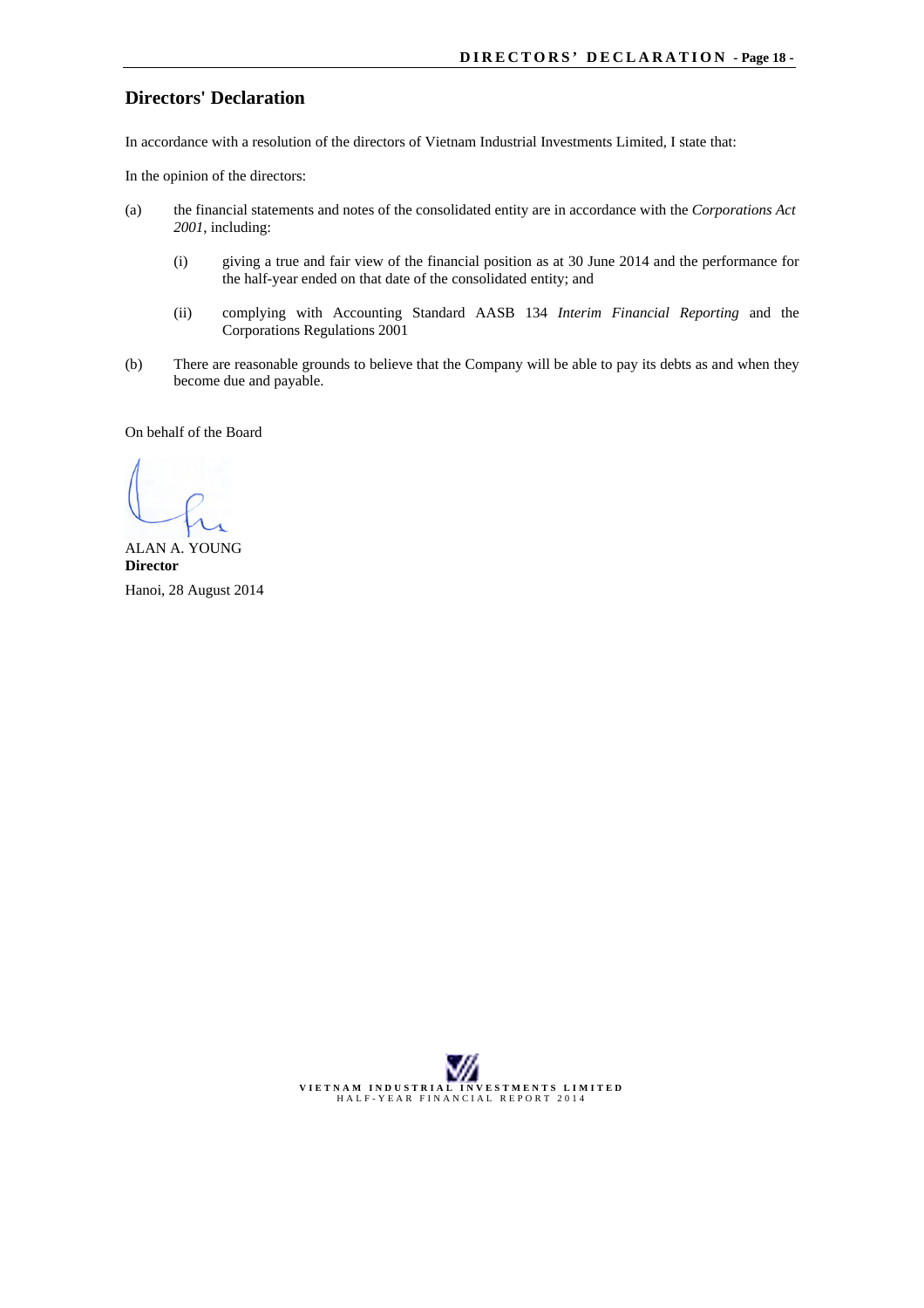## Directors' Declaration

In accordance with a resolution of the directors of Vietnam Industrial Investments Limited, I state that:

In the opinion of the directors:

(a) the financial statements and notes of the consolidated entity are in accordance with the *Corporations Act 2001*, including:

   (i) giving a true and fair view of the financial position as at 30 June 2014 and the performance for the half-year ended on that date of the consolidated entity; and

   (ii) complying with Accounting Standard AASB 134 *Interim Financial Reporting* and the Corporations Regulations 2001

(b) There are reasonable grounds to believe that the Company will be able to pay its debts as and when they become due and payable.

On behalf of the Board

ALAN A. YOUNG
**Director**

Hanoi, 28 August 2014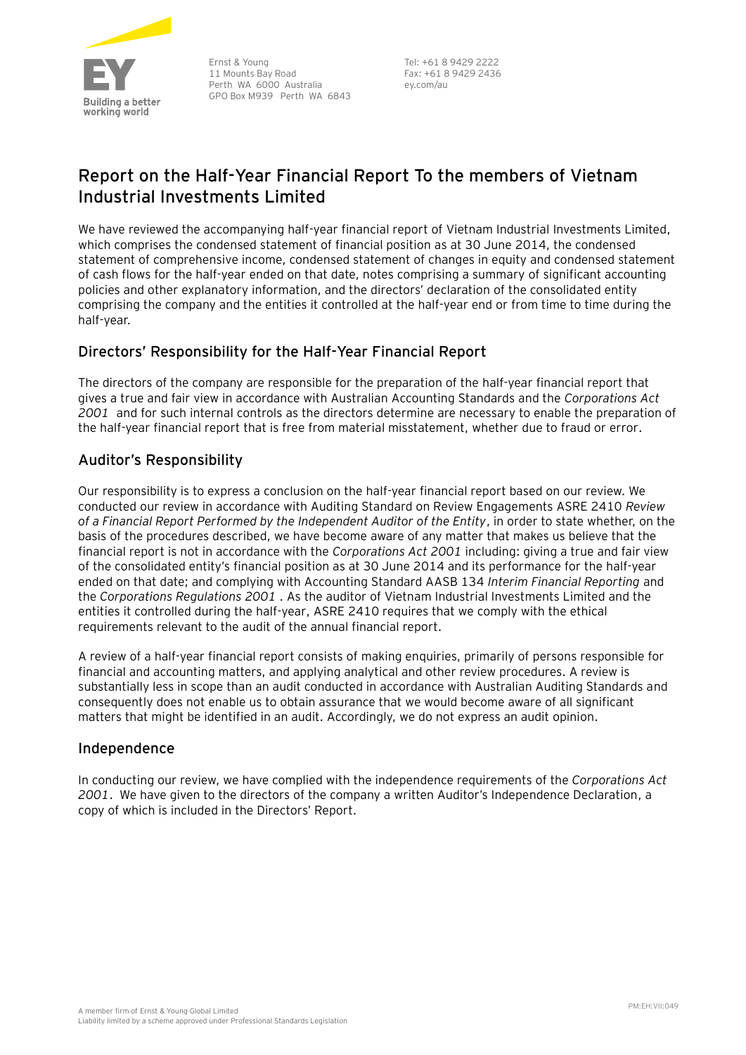Ernst & Young
11 Mounts Bay Road
Perth WA 6000 Australia
GPO Box M939 Perth WA 6843

Tel: +61 8 9429 2222
Fax: +61 8 9429 2436
ey.com/au

# Report on the Half-Year Financial Report To the members of Vietnam Industrial Investments Limited

We have reviewed the accompanying half-year financial report of Vietnam Industrial Investments Limited, which comprises the condensed statement of financial position as at 30 June 2014, the condensed statement of comprehensive income, condensed statement of changes in equity and condensed statement of cash flows for the half-year ended on that date, notes comprising a summary of significant accounting policies and other explanatory information, and the directors' declaration of the consolidated entity comprising the company and the entities it controlled at the half-year end or from time to time during the half-year.

## Directors' Responsibility for the Half-Year Financial Report

The directors of the company are responsible for the preparation of the half-year financial report that gives a true and fair view in accordance with Australian Accounting Standards and the *Corporations Act 2001* and for such internal controls as the directors determine are necessary to enable the preparation of the half-year financial report that is free from material misstatement, whether due to fraud or error.

## Auditor's Responsibility

Our responsibility is to express a conclusion on the half-year financial report based on our review. We conducted our review in accordance with Auditing Standard on Review Engagements ASRE 2410 *Review of a Financial Report Performed by the Independent Auditor of the Entity*, in order to state whether, on the basis of the procedures described, we have become aware of any matter that makes us believe that the financial report is not in accordance with the *Corporations Act 2001* including: giving a true and fair view of the consolidated entity's financial position as at 30 June 2014 and its performance for the half-year ended on that date; and complying with Accounting Standard AASB 134 *Interim Financial Reporting* and the *Corporations Regulations 2001* . As the auditor of Vietnam Industrial Investments Limited and the entities it controlled during the half-year, ASRE 2410 requires that we comply with the ethical requirements relevant to the audit of the annual financial report.

A review of a half-year financial report consists of making enquiries, primarily of persons responsible for financial and accounting matters, and applying analytical and other review procedures. A review is substantially less in scope than an audit conducted in accordance with Australian Auditing Standards and consequently does not enable us to obtain assurance that we would become aware of all significant matters that might be identified in an audit. Accordingly, we do not express an audit opinion.

## Independence

In conducting our review, we have complied with the independence requirements of the *Corporations Act 2001*. We have given to the directors of the company a written Auditor's Independence Declaration, a copy of which is included in the Directors' Report.

A member firm of Ernst & Young Global Limited
Liability limited by a scheme approved under Professional Standards Legislation

PM:EH:VII:049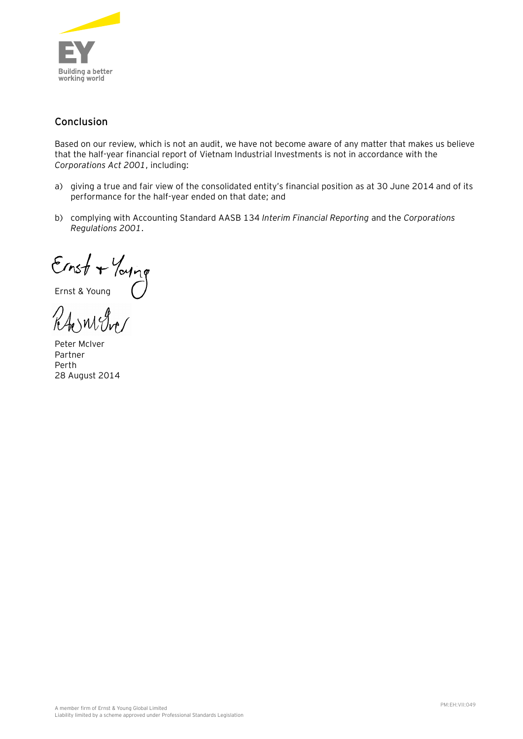## Conclusion

Based on our review, which is not an audit, we have not become aware of any matter that makes us believe that the half-year financial report of Vietnam Industrial Investments is not in accordance with the *Corporations Act 2001*, including:

a) giving a true and fair view of the consolidated entity's financial position as at 30 June 2014 and of its performance for the half-year ended on that date; and

b) complying with Accounting Standard AASB 134 *Interim Financial Reporting* and the *Corporations Regulations 2001*.

Ernst & Young

Peter McIver
Partner
Perth
28 August 2014

A member firm of Ernst & Young Global Limited
Liability limited by a scheme approved under Professional Standards Legislation

PM:EH:VII:049